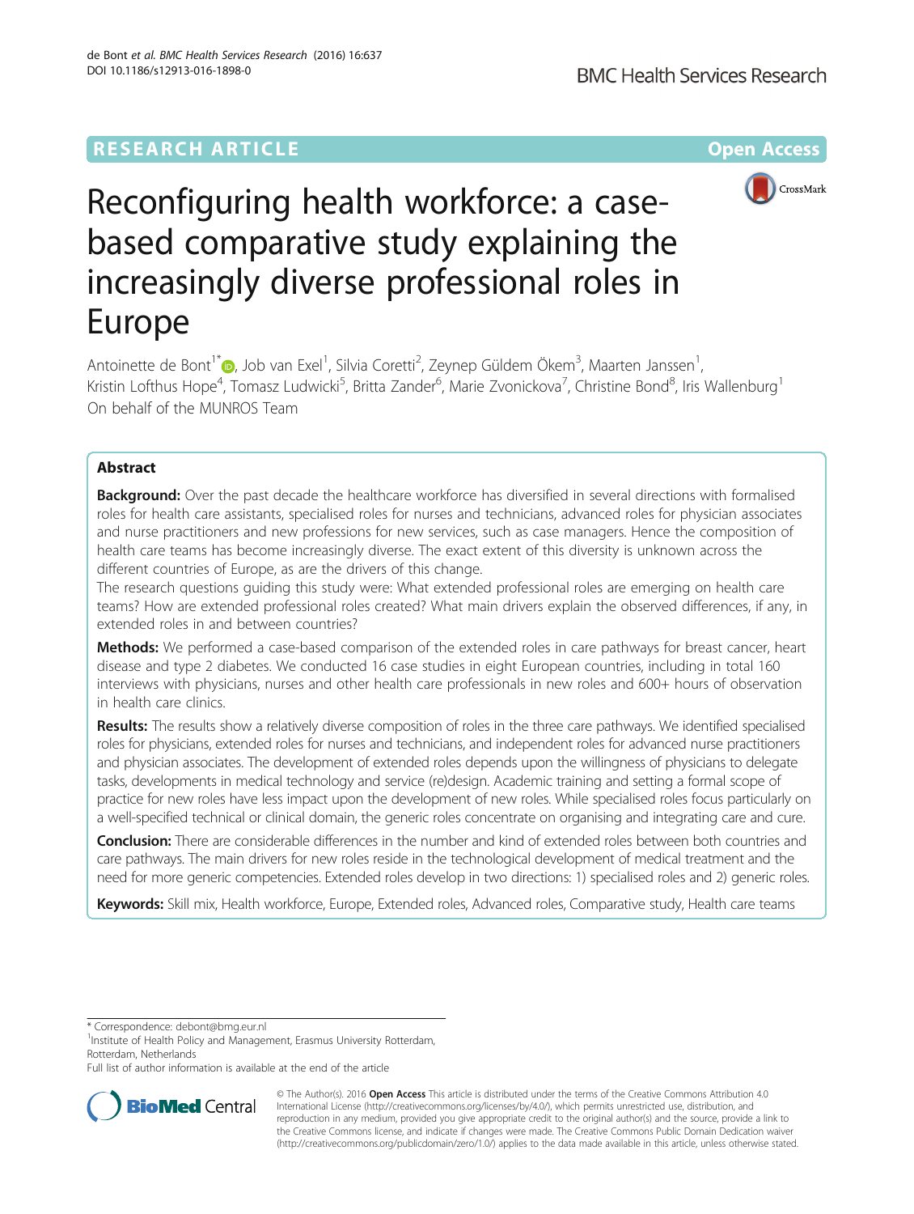RESEARCH ARTICLE

Open Access

# Reconfiguring health workforce: a case-based comparative study explaining the increasingly diverse professional roles in Europe

Antoinette de Bont[1*], Job van Exel[1], Silvia Coretti[2], Zeynep Güldem Ökem[3], Maarten Janssen[1], Kristin Lofthus Hope[4], Tomasz Ludwicki[5], Britta Zander[6], Marie Zvonickova[7], Christine Bond[8], Iris Wallenburg[1]
On behalf of the MUNROS Team

## Abstract

**Background:** Over the past decade the healthcare workforce has diversified in several directions with formalised roles for health care assistants, specialised roles for nurses and technicians, advanced roles for physician associates and nurse practitioners and new professions for new services, such as case managers. Hence the composition of health care teams has become increasingly diverse. The exact extent of this diversity is unknown across the different countries of Europe, as are the drivers of this change.

The research questions guiding this study were: What extended professional roles are emerging on health care teams? How are extended professional roles created? What main drivers explain the observed differences, if any, in extended roles in and between countries?

**Methods:** We performed a case-based comparison of the extended roles in care pathways for breast cancer, heart disease and type 2 diabetes. We conducted 16 case studies in eight European countries, including in total 160 interviews with physicians, nurses and other health care professionals in new roles and 600+ hours of observation in health care clinics.

**Results:** The results show a relatively diverse composition of roles in the three care pathways. We identified specialised roles for physicians, extended roles for nurses and technicians, and independent roles for advanced nurse practitioners and physician associates. The development of extended roles depends upon the willingness of physicians to delegate tasks, developments in medical technology and service (re)design. Academic training and setting a formal scope of practice for new roles have less impact upon the development of new roles. While specialised roles focus particularly on a well-specified technical or clinical domain, the generic roles concentrate on organising and integrating care and cure.

**Conclusion:** There are considerable differences in the number and kind of extended roles between both countries and care pathways. The main drivers for new roles reside in the technological development of medical treatment and the need for more generic competencies. Extended roles develop in two directions: 1) specialised roles and 2) generic roles.

**Keywords:** Skill mix, Health workforce, Europe, Extended roles, Advanced roles, Comparative study, Health care teams

---

\* Correspondence: debont@bmg.eur.nl
[1]Institute of Health Policy and Management, Erasmus University Rotterdam, Rotterdam, Netherlands
Full list of author information is available at the end of the article

© The Author(s). 2016 **Open Access** This article is distributed under the terms of the Creative Commons Attribution 4.0 International License (http://creativecommons.org/licenses/by/4.0/), which permits unrestricted use, distribution, and reproduction in any medium, provided you give appropriate credit to the original author(s) and the source, provide a link to the Creative Commons license, and indicate if changes were made. The Creative Commons Public Domain Dedication waiver (http://creativecommons.org/publicdomain/zero/1.0/) applies to the data made available in this article, unless otherwise stated.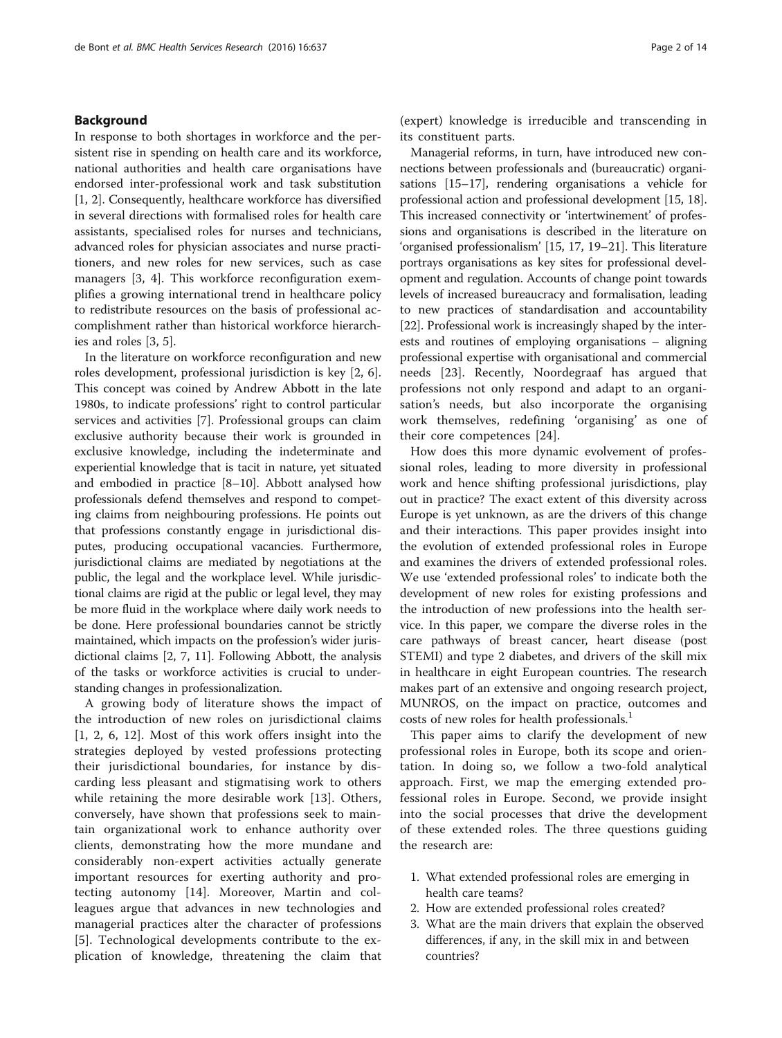## Background

In response to both shortages in workforce and the persistent rise in spending on health care and its workforce, national authorities and health care organisations have endorsed inter-professional work and task substitution [1, 2]. Consequently, healthcare workforce has diversified in several directions with formalised roles for health care assistants, specialised roles for nurses and technicians, advanced roles for physician associates and nurse practitioners, and new roles for new services, such as case managers [3, 4]. This workforce reconfiguration exemplifies a growing international trend in healthcare policy to redistribute resources on the basis of professional accomplishment rather than historical workforce hierarchies and roles [3, 5].

In the literature on workforce reconfiguration and new roles development, professional jurisdiction is key [2, 6]. This concept was coined by Andrew Abbott in the late 1980s, to indicate professions' right to control particular services and activities [7]. Professional groups can claim exclusive authority because their work is grounded in exclusive knowledge, including the indeterminate and experiential knowledge that is tacit in nature, yet situated and embodied in practice [8–10]. Abbott analysed how professionals defend themselves and respond to competing claims from neighbouring professions. He points out that professions constantly engage in jurisdictional disputes, producing occupational vacancies. Furthermore, jurisdictional claims are mediated by negotiations at the public, the legal and the workplace level. While jurisdictional claims are rigid at the public or legal level, they may be more fluid in the workplace where daily work needs to be done. Here professional boundaries cannot be strictly maintained, which impacts on the profession's wider jurisdictional claims [2, 7, 11]. Following Abbott, the analysis of the tasks or workforce activities is crucial to understanding changes in professionalization.

A growing body of literature shows the impact of the introduction of new roles on jurisdictional claims [1, 2, 6, 12]. Most of this work offers insight into the strategies deployed by vested professions protecting their jurisdictional boundaries, for instance by discarding less pleasant and stigmatising work to others while retaining the more desirable work [13]. Others, conversely, have shown that professions seek to maintain organizational work to enhance authority over clients, demonstrating how the more mundane and considerably non-expert activities actually generate important resources for exerting authority and protecting autonomy [14]. Moreover, Martin and colleagues argue that advances in new technologies and managerial practices alter the character of professions [5]. Technological developments contribute to the explication of knowledge, threatening the claim that (expert) knowledge is irreducible and transcending in its constituent parts.

Managerial reforms, in turn, have introduced new connections between professionals and (bureaucratic) organisations [15–17], rendering organisations a vehicle for professional action and professional development [15, 18]. This increased connectivity or 'intertwinement' of professions and organisations is described in the literature on 'organised professionalism' [15, 17, 19–21]. This literature portrays organisations as key sites for professional development and regulation. Accounts of change point towards levels of increased bureaucracy and formalisation, leading to new practices of standardisation and accountability [22]. Professional work is increasingly shaped by the interests and routines of employing organisations – aligning professional expertise with organisational and commercial needs [23]. Recently, Noordegraaf has argued that professions not only respond and adapt to an organisation's needs, but also incorporate the organising work themselves, redefining 'organising' as one of their core competences [24].

How does this more dynamic evolvement of professional roles, leading to more diversity in professional work and hence shifting professional jurisdictions, play out in practice? The exact extent of this diversity across Europe is yet unknown, as are the drivers of this change and their interactions. This paper provides insight into the evolution of extended professional roles in Europe and examines the drivers of extended professional roles. We use 'extended professional roles' to indicate both the development of new roles for existing professions and the introduction of new professions into the health service. In this paper, we compare the diverse roles in the care pathways of breast cancer, heart disease (post STEMI) and type 2 diabetes, and drivers of the skill mix in healthcare in eight European countries. The research makes part of an extensive and ongoing research project, MUNROS, on the impact on practice, outcomes and costs of new roles for health professionals.[1]

This paper aims to clarify the development of new professional roles in Europe, both its scope and orientation. In doing so, we follow a two-fold analytical approach. First, we map the emerging extended professional roles in Europe. Second, we provide insight into the social processes that drive the development of these extended roles. The three questions guiding the research are:

1. What extended professional roles are emerging in health care teams?
2. How are extended professional roles created?
3. What are the main drivers that explain the observed differences, if any, in the skill mix in and between countries?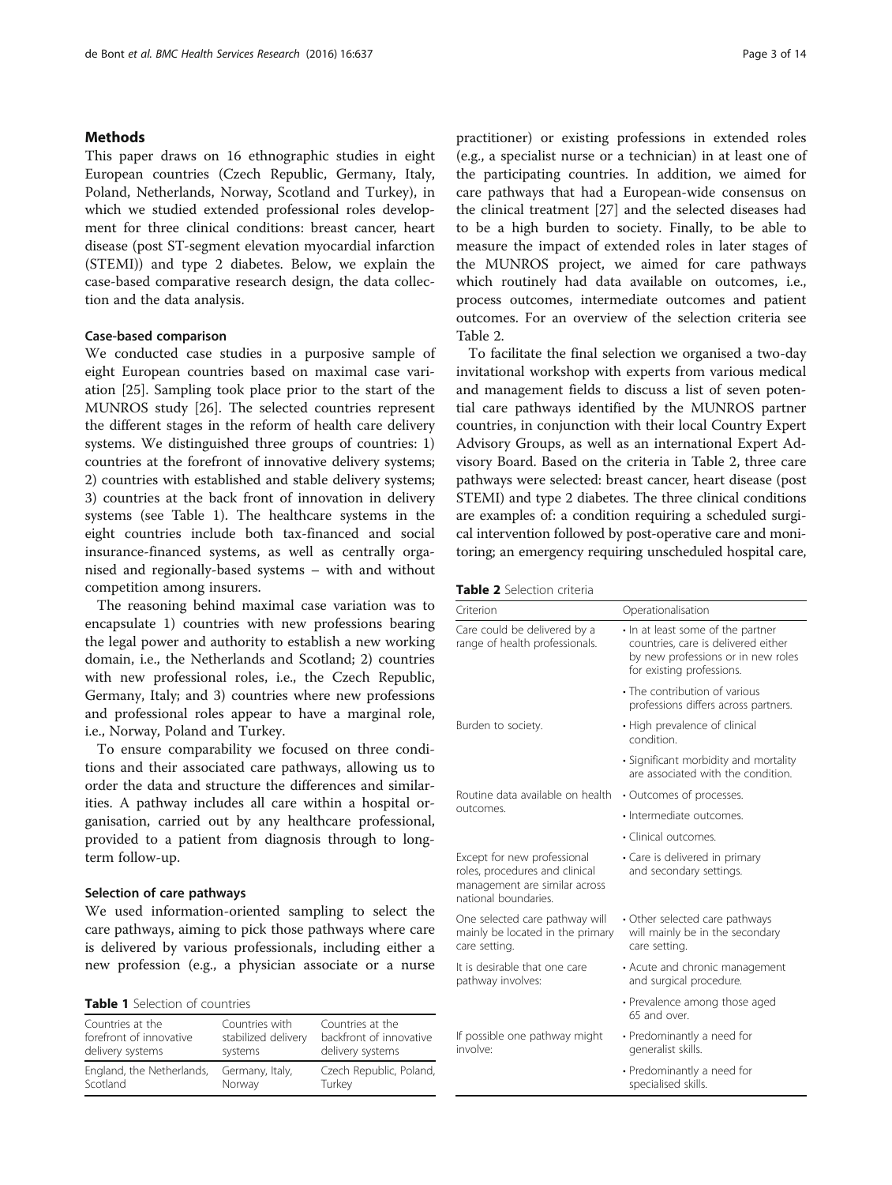## Methods

This paper draws on 16 ethnographic studies in eight European countries (Czech Republic, Germany, Italy, Poland, Netherlands, Norway, Scotland and Turkey), in which we studied extended professional roles development for three clinical conditions: breast cancer, heart disease (post ST-segment elevation myocardial infarction (STEMI)) and type 2 diabetes. Below, we explain the case-based comparative research design, the data collection and the data analysis.

### Case-based comparison

We conducted case studies in a purposive sample of eight European countries based on maximal case variation [25]. Sampling took place prior to the start of the MUNROS study [26]. The selected countries represent the different stages in the reform of health care delivery systems. We distinguished three groups of countries: 1) countries at the forefront of innovative delivery systems; 2) countries with established and stable delivery systems; 3) countries at the back front of innovation in delivery systems (see Table 1). The healthcare systems in the eight countries include both tax-financed and social insurance-financed systems, as well as centrally organised and regionally-based systems – with and without competition among insurers.

The reasoning behind maximal case variation was to encapsulate 1) countries with new professions bearing the legal power and authority to establish a new working domain, i.e., the Netherlands and Scotland; 2) countries with new professional roles, i.e., the Czech Republic, Germany, Italy; and 3) countries where new professions and professional roles appear to have a marginal role, i.e., Norway, Poland and Turkey.

To ensure comparability we focused on three conditions and their associated care pathways, allowing us to order the data and structure the differences and similarities. A pathway includes all care within a hospital organisation, carried out by any healthcare professional, provided to a patient from diagnosis through to long-term follow-up.

### Selection of care pathways

We used information-oriented sampling to select the care pathways, aiming to pick those pathways where care is delivered by various professionals, including either a new profession (e.g., a physician associate or a nurse practitioner) or existing professions in extended roles (e.g., a specialist nurse or a technician) in at least one of the participating countries. In addition, we aimed for care pathways that had a European-wide consensus on the clinical treatment [27] and the selected diseases had to be a high burden to society. Finally, to be able to measure the impact of extended roles in later stages of the MUNROS project, we aimed for care pathways which routinely had data available on outcomes, i.e., process outcomes, intermediate outcomes and patient outcomes. For an overview of the selection criteria see Table 2.

To facilitate the final selection we organised a two-day invitational workshop with experts from various medical and management fields to discuss a list of seven potential care pathways identified by the MUNROS partner countries, in conjunction with their local Country Expert Advisory Groups, as well as an international Expert Advisory Board. Based on the criteria in Table 2, three care pathways were selected: breast cancer, heart disease (post STEMI) and type 2 diabetes. The three clinical conditions are examples of: a condition requiring a scheduled surgical intervention followed by post-operative care and monitoring; an emergency requiring unscheduled hospital care,

**Table 1** Selection of countries

| Countries at the forefront of innovative delivery systems | Countries with stabilized delivery systems | Countries at the backfront of innovative delivery systems |
|---|---|---|
| England, the Netherlands, Scotland | Germany, Italy, Norway | Czech Republic, Poland, Turkey |

**Table 2** Selection criteria

| Criterion | Operationalisation |
|---|---|
| Care could be delivered by a range of health professionals. | • In at least some of the partner countries, care is delivered either by new professions or in new roles for existing professions. |
| | • The contribution of various professions differs across partners. |
| Burden to society. | • High prevalence of clinical condition. |
| | • Significant morbidity and mortality are associated with the condition. |
| Routine data available on health outcomes. | • Outcomes of processes. |
| | • Intermediate outcomes. |
| | • Clinical outcomes. |
| Except for new professional roles, procedures and clinical management are similar across national boundaries. | • Care is delivered in primary and secondary settings. |
| One selected care pathway will mainly be located in the primary care setting. | • Other selected care pathways will mainly be in the secondary care setting. |
| It is desirable that one care pathway involves: | • Acute and chronic management and surgical procedure. |
| | • Prevalence among those aged 65 and over. |
| If possible one pathway might involve: | • Predominantly a need for generalist skills. |
| | • Predominantly a need for specialised skills. |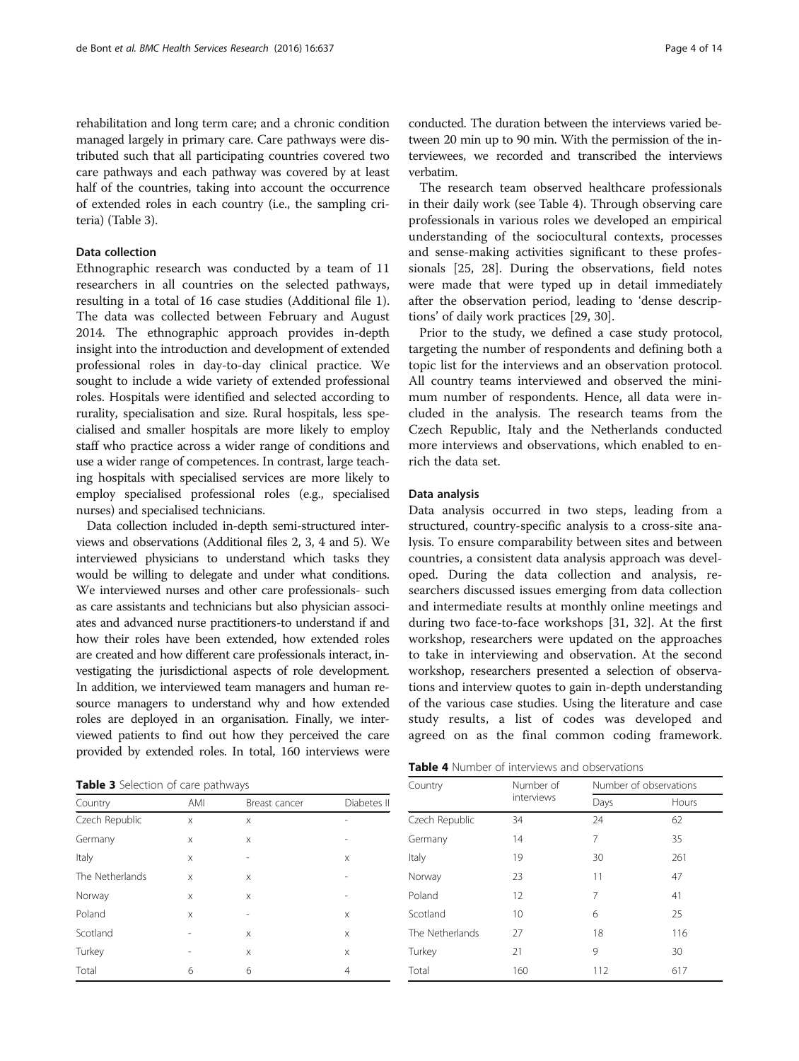rehabilitation and long term care; and a chronic condition managed largely in primary care. Care pathways were distributed such that all participating countries covered two care pathways and each pathway was covered by at least half of the countries, taking into account the occurrence of extended roles in each country (i.e., the sampling criteria) (Table 3).

### Data collection

Ethnographic research was conducted by a team of 11 researchers in all countries on the selected pathways, resulting in a total of 16 case studies (Additional file 1). The data was collected between February and August 2014. The ethnographic approach provides in-depth insight into the introduction and development of extended professional roles in day-to-day clinical practice. We sought to include a wide variety of extended professional roles. Hospitals were identified and selected according to rurality, specialisation and size. Rural hospitals, less specialised and smaller hospitals are more likely to employ staff who practice across a wider range of conditions and use a wider range of competences. In contrast, large teaching hospitals with specialised services are more likely to employ specialised professional roles (e.g., specialised nurses) and specialised technicians.

Data collection included in-depth semi-structured interviews and observations (Additional files 2, 3, 4 and 5). We interviewed physicians to understand which tasks they would be willing to delegate and under what conditions. We interviewed nurses and other care professionals- such as care assistants and technicians but also physician associates and advanced nurse practitioners-to understand if and how their roles have been extended, how extended roles are created and how different care professionals interact, investigating the jurisdictional aspects of role development. In addition, we interviewed team managers and human resource managers to understand why and how extended roles are deployed in an organisation. Finally, we interviewed patients to find out how they perceived the care provided by extended roles. In total, 160 interviews were conducted. The duration between the interviews varied between 20 min up to 90 min. With the permission of the interviewees, we recorded and transcribed the interviews verbatim.

The research team observed healthcare professionals in their daily work (see Table 4). Through observing care professionals in various roles we developed an empirical understanding of the sociocultural contexts, processes and sense-making activities significant to these professionals [25, 28]. During the observations, field notes were made that were typed up in detail immediately after the observation period, leading to 'dense descriptions' of daily work practices [29, 30].

Prior to the study, we defined a case study protocol, targeting the number of respondents and defining both a topic list for the interviews and an observation protocol. All country teams interviewed and observed the minimum number of respondents. Hence, all data were included in the analysis. The research teams from the Czech Republic, Italy and the Netherlands conducted more interviews and observations, which enabled to enrich the data set.

### Data analysis

Data analysis occurred in two steps, leading from a structured, country-specific analysis to a cross-site analysis. To ensure comparability between sites and between countries, a consistent data analysis approach was developed. During the data collection and analysis, researchers discussed issues emerging from data collection and intermediate results at monthly online meetings and during two face-to-face workshops [31, 32]. At the first workshop, researchers were updated on the approaches to take in interviewing and observation. At the second workshop, researchers presented a selection of observations and interview quotes to gain in-depth understanding of the various case studies. Using the literature and case study results, a list of codes was developed and agreed on as the final common coding framework.

**Table 3** Selection of care pathways

| Country | AMI | Breast cancer | Diabetes II |
|---|---|---|---|
| Czech Republic | x | x | - |
| Germany | x | x | - |
| Italy | x | - | x |
| The Netherlands | x | x | - |
| Norway | x | x | - |
| Poland | x | - | x |
| Scotland | - | x | x |
| Turkey | - | x | x |
| Total | 6 | 6 | 4 |

**Table 4** Number of interviews and observations

| Country | Number of interviews | Number of observations | |
|---|---|---|---|
| | | Days | Hours |
| Czech Republic | 34 | 24 | 62 |
| Germany | 14 | 7 | 35 |
| Italy | 19 | 30 | 261 |
| Norway | 23 | 11 | 47 |
| Poland | 12 | 7 | 41 |
| Scotland | 10 | 6 | 25 |
| The Netherlands | 27 | 18 | 116 |
| Turkey | 21 | 9 | 30 |
| Total | 160 | 112 | 617 |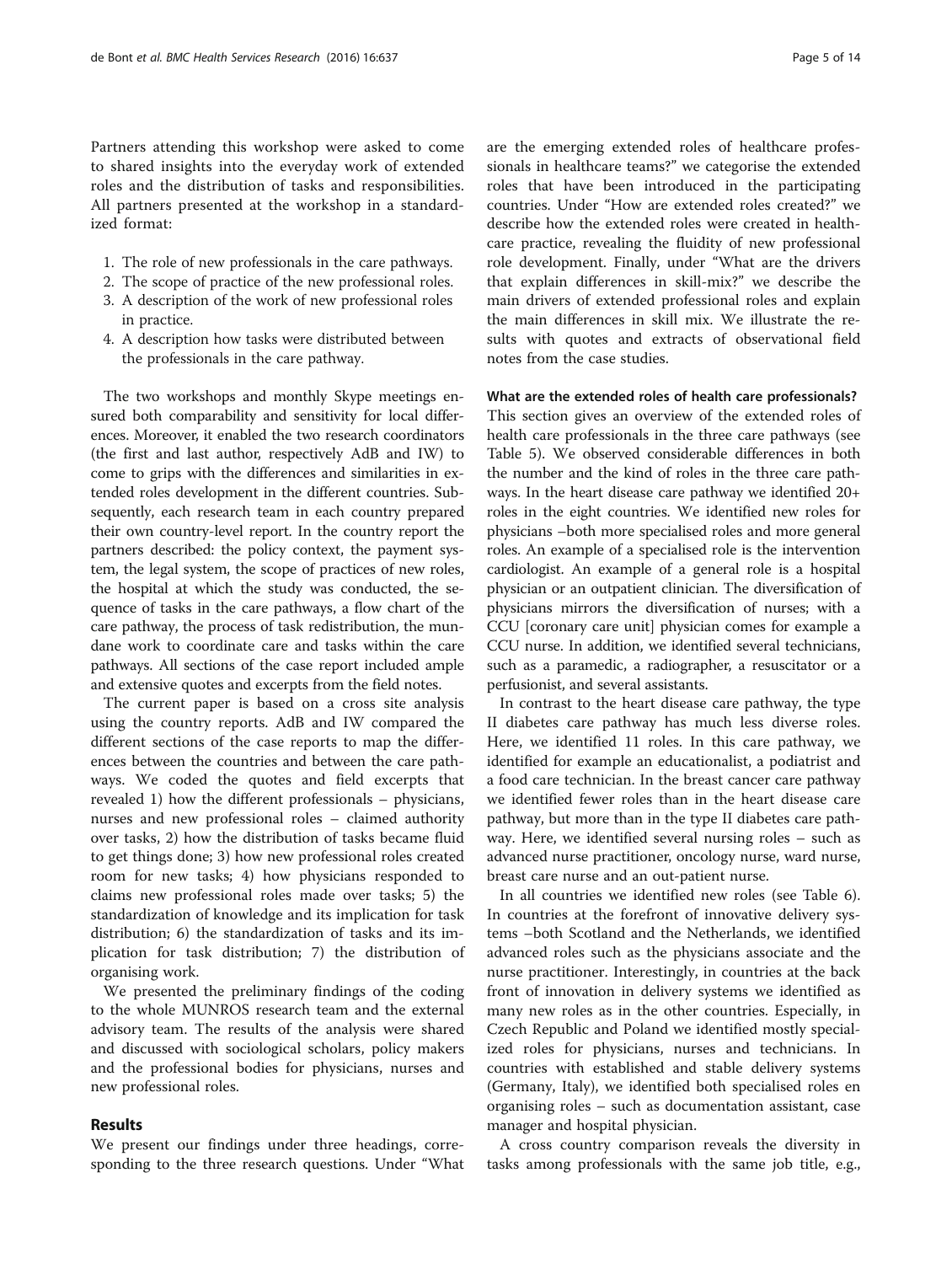Partners attending this workshop were asked to come to shared insights into the everyday work of extended roles and the distribution of tasks and responsibilities. All partners presented at the workshop in a standardized format:

1. The role of new professionals in the care pathways.
2. The scope of practice of the new professional roles.
3. A description of the work of new professional roles in practice.
4. A description how tasks were distributed between the professionals in the care pathway.

The two workshops and monthly Skype meetings ensured both comparability and sensitivity for local differences. Moreover, it enabled the two research coordinators (the first and last author, respectively AdB and IW) to come to grips with the differences and similarities in extended roles development in the different countries. Subsequently, each research team in each country prepared their own country-level report. In the country report the partners described: the policy context, the payment system, the legal system, the scope of practices of new roles, the hospital at which the study was conducted, the sequence of tasks in the care pathways, a flow chart of the care pathway, the process of task redistribution, the mundane work to coordinate care and tasks within the care pathways. All sections of the case report included ample and extensive quotes and excerpts from the field notes.

The current paper is based on a cross site analysis using the country reports. AdB and IW compared the different sections of the case reports to map the differences between the countries and between the care pathways. We coded the quotes and field excerpts that revealed 1) how the different professionals – physicians, nurses and new professional roles – claimed authority over tasks, 2) how the distribution of tasks became fluid to get things done; 3) how new professional roles created room for new tasks; 4) how physicians responded to claims new professional roles made over tasks; 5) the standardization of knowledge and its implication for task distribution; 6) the standardization of tasks and its implication for task distribution; 7) the distribution of organising work.

We presented the preliminary findings of the coding to the whole MUNROS research team and the external advisory team. The results of the analysis were shared and discussed with sociological scholars, policy makers and the professional bodies for physicians, nurses and new professional roles.

## Results

We present our findings under three headings, corresponding to the three research questions. Under "What are the emerging extended roles of healthcare professionals in healthcare teams?" we categorise the extended roles that have been introduced in the participating countries. Under "How are extended roles created?" we describe how the extended roles were created in healthcare practice, revealing the fluidity of new professional role development. Finally, under "What are the drivers that explain differences in skill-mix?" we describe the main drivers of extended professional roles and explain the main differences in skill mix. We illustrate the results with quotes and extracts of observational field notes from the case studies.

### What are the extended roles of health care professionals?

This section gives an overview of the extended roles of health care professionals in the three care pathways (see Table 5). We observed considerable differences in both the number and the kind of roles in the three care pathways. In the heart disease care pathway we identified 20+ roles in the eight countries. We identified new roles for physicians –both more specialised roles and more general roles. An example of a specialised role is the intervention cardiologist. An example of a general role is a hospital physician or an outpatient clinician. The diversification of physicians mirrors the diversification of nurses; with a CCU [coronary care unit] physician comes for example a CCU nurse. In addition, we identified several technicians, such as a paramedic, a radiographer, a resuscitator or a perfusionist, and several assistants.

In contrast to the heart disease care pathway, the type II diabetes care pathway has much less diverse roles. Here, we identified 11 roles. In this care pathway, we identified for example an educationalist, a podiatrist and a food care technician. In the breast cancer care pathway we identified fewer roles than in the heart disease care pathway, but more than in the type II diabetes care pathway. Here, we identified several nursing roles – such as advanced nurse practitioner, oncology nurse, ward nurse, breast care nurse and an out-patient nurse.

In all countries we identified new roles (see Table 6). In countries at the forefront of innovative delivery systems –both Scotland and the Netherlands, we identified advanced roles such as the physicians associate and the nurse practitioner. Interestingly, in countries at the back front of innovation in delivery systems we identified as many new roles as in the other countries. Especially, in Czech Republic and Poland we identified mostly specialized roles for physicians, nurses and technicians. In countries with established and stable delivery systems (Germany, Italy), we identified both specialised roles en organising roles – such as documentation assistant, case manager and hospital physician.

A cross country comparison reveals the diversity in tasks among professionals with the same job title, e.g.,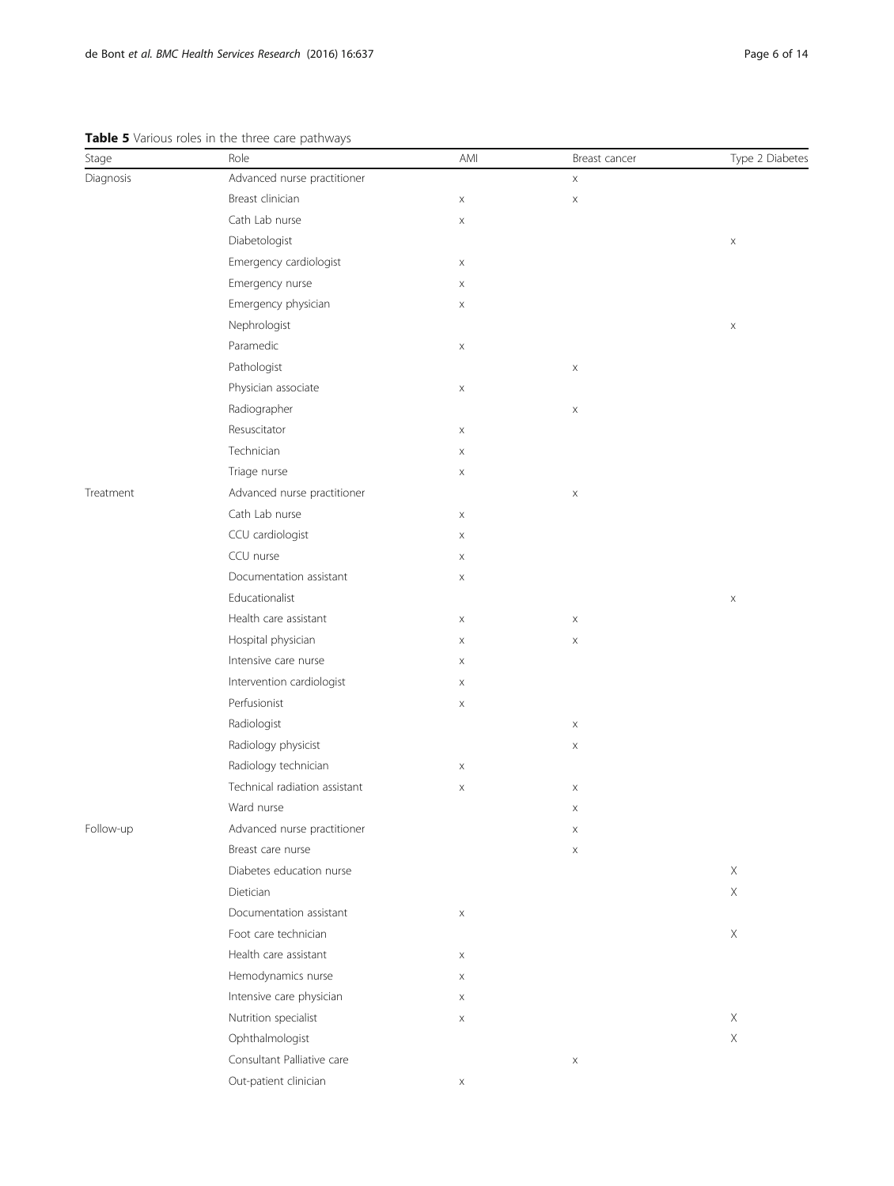**Table 5** Various roles in the three care pathways

| Stage | Role | AMI | Breast cancer | Type 2 Diabetes |
|---|---|---|---|---|
| Diagnosis | Advanced nurse practitioner | | x | |
| | Breast clinician | x | x | |
| | Cath Lab nurse | x | | |
| | Diabetologist | | | x |
| | Emergency cardiologist | x | | |
| | Emergency nurse | x | | |
| | Emergency physician | x | | |
| | Nephrologist | | | x |
| | Paramedic | x | | |
| | Pathologist | | x | |
| | Physician associate | x | | |
| | Radiographer | | x | |
| | Resuscitator | x | | |
| | Technician | x | | |
| | Triage nurse | x | | |
| Treatment | Advanced nurse practitioner | | x | |
| | Cath Lab nurse | x | | |
| | CCU cardiologist | x | | |
| | CCU nurse | x | | |
| | Documentation assistant | x | | |
| | Educationalist | | | x |
| | Health care assistant | x | x | |
| | Hospital physician | x | x | |
| | Intensive care nurse | x | | |
| | Intervention cardiologist | x | | |
| | Perfusionist | x | | |
| | Radiologist | | x | |
| | Radiology physicist | | x | |
| | Radiology technician | x | | |
| | Technical radiation assistant | x | x | |
| | Ward nurse | | x | |
| Follow-up | Advanced nurse practitioner | | x | |
| | Breast care nurse | | x | |
| | Diabetes education nurse | | | X |
| | Dietician | | | X |
| | Documentation assistant | x | | |
| | Foot care technician | | | X |
| | Health care assistant | x | | |
| | Hemodynamics nurse | x | | |
| | Intensive care physician | x | | |
| | Nutrition specialist | x | | X |
| | Ophthalmologist | | | X |
| | Consultant Palliative care | | x | |
| | Out-patient clinician | x | | |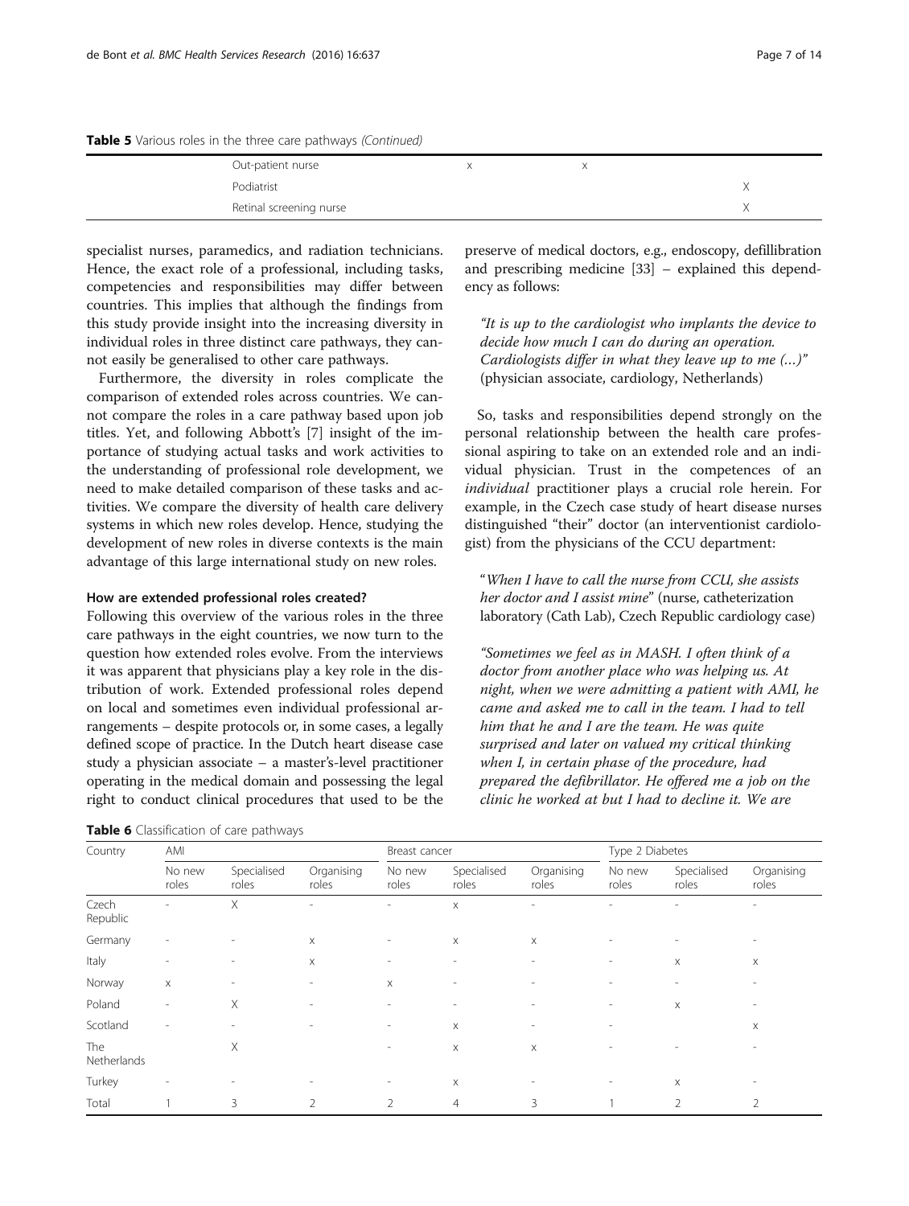**Table 5** Various roles in the three care pathways *(Continued)*

| | | AMI | Breast cancer | Type 2 Diabetes |
|---|---|---|---|---|
| | Out-patient nurse | x | x | |
| | Podiatrist | | | X |
| | Retinal screening nurse | | | X |

specialist nurses, paramedics, and radiation technicians. Hence, the exact role of a professional, including tasks, competencies and responsibilities may differ between countries. This implies that although the findings from this study provide insight into the increasing diversity in individual roles in three distinct care pathways, they cannot easily be generalised to other care pathways.

Furthermore, the diversity in roles complicate the comparison of extended roles across countries. We cannot compare the roles in a care pathway based upon job titles. Yet, and following Abbott's [7] insight of the importance of studying actual tasks and work activities to the understanding of professional role development, we need to make detailed comparison of these tasks and activities. We compare the diversity of health care delivery systems in which new roles develop. Hence, studying the development of new roles in diverse contexts is the main advantage of this large international study on new roles.

#### How are extended professional roles created?

Following this overview of the various roles in the three care pathways in the eight countries, we now turn to the question how extended roles evolve. From the interviews it was apparent that physicians play a key role in the distribution of work. Extended professional roles depend on local and sometimes even individual professional arrangements – despite protocols or, in some cases, a legally defined scope of practice. In the Dutch heart disease case study a physician associate – a master's-level practitioner operating in the medical domain and possessing the legal right to conduct clinical procedures that used to be the preserve of medical doctors, e.g., endoscopy, defillibration and prescribing medicine [33] – explained this dependency as follows:

> *"It is up to the cardiologist who implants the device to decide how much I can do during an operation. Cardiologists differ in what they leave up to me (...)"* (physician associate, cardiology, Netherlands)

So, tasks and responsibilities depend strongly on the personal relationship between the health care professional aspiring to take on an extended role and an individual physician. Trust in the competences of an *individual* practitioner plays a crucial role herein. For example, in the Czech case study of heart disease nurses distinguished "their" doctor (an interventionist cardiologist) from the physicians of the CCU department:

> "*When I have to call the nurse from CCU, she assists her doctor and I assist mine*" (nurse, catheterization laboratory (Cath Lab), Czech Republic cardiology case)

> *"Sometimes we feel as in MASH. I often think of a doctor from another place who was helping us. At night, when we were admitting a patient with AMI, he came and asked me to call in the team. I had to tell him that he and I are the team. He was quite surprised and later on valued my critical thinking when I, in certain phase of the procedure, had prepared the defibrillator. He offered me a job on the clinic he worked at but I had to decline it. We are*

**Table 6** Classification of care pathways

| Country | AMI | | | Breast cancer | | | Type 2 Diabetes | | |
|---|---|---|---|---|---|---|---|---|---|
| | No new roles | Specialised roles | Organising roles | No new roles | Specialised roles | Organising roles | No new roles | Specialised roles | Organising roles |
| Czech Republic | - | X | - | - | x | - | - | - | - |
| Germany | - | - | x | - | x | x | - | - | - |
| Italy | - | - | x | - | - | - | - | x | x |
| Norway | x | - | - | x | - | - | - | - | - |
| Poland | - | X | - | - | - | - | - | x | - |
| Scotland | - | - | - | - | x | - | - | | x |
| The Netherlands | | X | | - | x | x | - | - | - |
| Turkey | - | - | - | - | x | - | - | x | - |
| Total | 1 | 3 | 2 | 2 | 4 | 3 | 1 | 2 | 2 |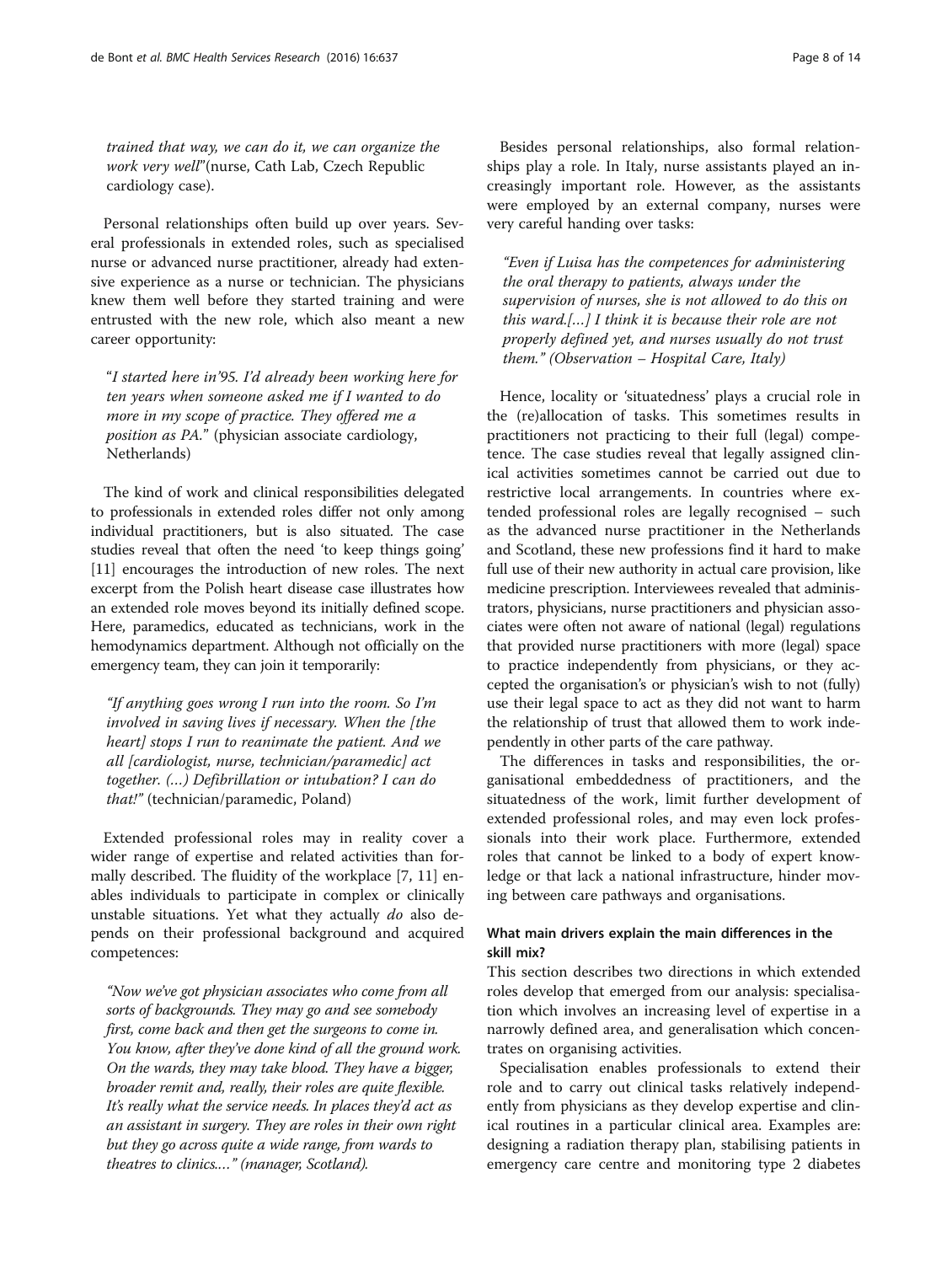*trained that way, we can do it, we can organize the work very well*"(nurse, Cath Lab, Czech Republic cardiology case).

Personal relationships often build up over years. Several professionals in extended roles, such as specialised nurse or advanced nurse practitioner, already had extensive experience as a nurse or technician. The physicians knew them well before they started training and were entrusted with the new role, which also meant a new career opportunity:

"*I started here in'95. I'd already been working here for ten years when someone asked me if I wanted to do more in my scope of practice. They offered me a position as PA.*" (physician associate cardiology, Netherlands)

The kind of work and clinical responsibilities delegated to professionals in extended roles differ not only among individual practitioners, but is also situated. The case studies reveal that often the need 'to keep things going' [11] encourages the introduction of new roles. The next excerpt from the Polish heart disease case illustrates how an extended role moves beyond its initially defined scope. Here, paramedics, educated as technicians, work in the hemodynamics department. Although not officially on the emergency team, they can join it temporarily:

*"If anything goes wrong I run into the room. So I'm involved in saving lives if necessary. When the [the heart] stops I run to reanimate the patient. And we all [cardiologist, nurse, technician/paramedic] act together. (…) Defibrillation or intubation? I can do that!"* (technician/paramedic, Poland)

Extended professional roles may in reality cover a wider range of expertise and related activities than formally described. The fluidity of the workplace [7, 11] enables individuals to participate in complex or clinically unstable situations. Yet what they actually *do* also depends on their professional background and acquired competences:

*"Now we've got physician associates who come from all sorts of backgrounds. They may go and see somebody first, come back and then get the surgeons to come in. You know, after they've done kind of all the ground work. On the wards, they may take blood. They have a bigger, broader remit and, really, their roles are quite flexible. It's really what the service needs. In places they'd act as an assistant in surgery. They are roles in their own right but they go across quite a wide range, from wards to theatres to clinics.…" (manager, Scotland).*

Besides personal relationships, also formal relationships play a role. In Italy, nurse assistants played an increasingly important role. However, as the assistants were employed by an external company, nurses were very careful handing over tasks:

*"Even if Luisa has the competences for administering the oral therapy to patients, always under the supervision of nurses, she is not allowed to do this on this ward.[…] I think it is because their role are not properly defined yet, and nurses usually do not trust them." (Observation – Hospital Care, Italy)*

Hence, locality or 'situatedness' plays a crucial role in the (re)allocation of tasks. This sometimes results in practitioners not practicing to their full (legal) competence. The case studies reveal that legally assigned clinical activities sometimes cannot be carried out due to restrictive local arrangements. In countries where extended professional roles are legally recognised – such as the advanced nurse practitioner in the Netherlands and Scotland, these new professions find it hard to make full use of their new authority in actual care provision, like medicine prescription. Interviewees revealed that administrators, physicians, nurse practitioners and physician associates were often not aware of national (legal) regulations that provided nurse practitioners with more (legal) space to practice independently from physicians, or they accepted the organisation's or physician's wish to not (fully) use their legal space to act as they did not want to harm the relationship of trust that allowed them to work independently in other parts of the care pathway.

The differences in tasks and responsibilities, the organisational embeddedness of practitioners, and the situatedness of the work, limit further development of extended professional roles, and may even lock professionals into their work place. Furthermore, extended roles that cannot be linked to a body of expert knowledge or that lack a national infrastructure, hinder moving between care pathways and organisations.

#### What main drivers explain the main differences in the skill mix?

This section describes two directions in which extended roles develop that emerged from our analysis: specialisation which involves an increasing level of expertise in a narrowly defined area, and generalisation which concentrates on organising activities.

Specialisation enables professionals to extend their role and to carry out clinical tasks relatively independently from physicians as they develop expertise and clinical routines in a particular clinical area. Examples are: designing a radiation therapy plan, stabilising patients in emergency care centre and monitoring type 2 diabetes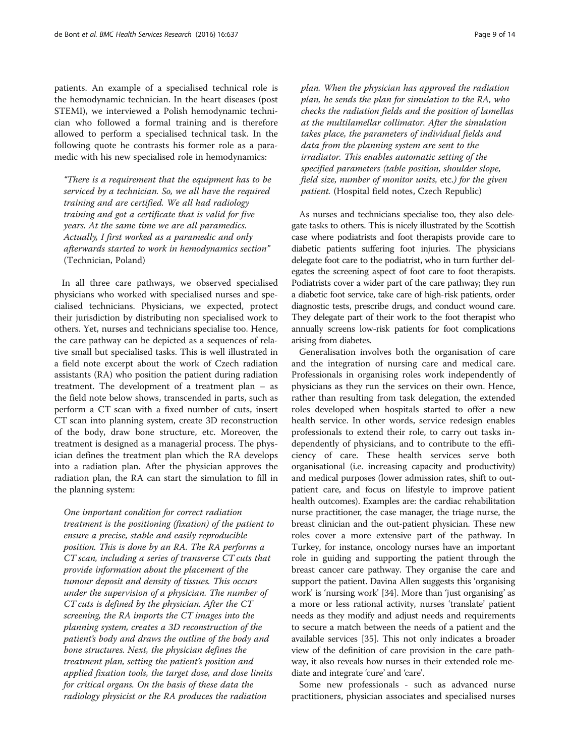patients. An example of a specialised technical role is the hemodynamic technician. In the heart diseases (post STEMI), we interviewed a Polish hemodynamic technician who followed a formal training and is therefore allowed to perform a specialised technical task. In the following quote he contrasts his former role as a paramedic with his new specialised role in hemodynamics:

> *"There is a requirement that the equipment has to be serviced by a technician. So, we all have the required training and are certified. We all had radiology training and got a certificate that is valid for five years. At the same time we are all paramedics. Actually, I first worked as a paramedic and only afterwards started to work in hemodynamics section"* (Technician, Poland)

In all three care pathways, we observed specialised physicians who worked with specialised nurses and specialised technicians. Physicians, we expected, protect their jurisdiction by distributing non specialised work to others. Yet, nurses and technicians specialise too. Hence, the care pathway can be depicted as a sequences of relative small but specialised tasks. This is well illustrated in a field note excerpt about the work of Czech radiation assistants (RA) who position the patient during radiation treatment. The development of a treatment plan – as the field note below shows, transcended in parts, such as perform a CT scan with a fixed number of cuts, insert CT scan into planning system, create 3D reconstruction of the body, draw bone structure, etc. Moreover, the treatment is designed as a managerial process. The physician defines the treatment plan which the RA develops into a radiation plan. After the physician approves the radiation plan, the RA can start the simulation to fill in the planning system:

> *One important condition for correct radiation treatment is the positioning (fixation) of the patient to ensure a precise, stable and easily reproducible position. This is done by an RA. The RA performs a CT scan, including a series of transverse CT cuts that provide information about the placement of the tumour deposit and density of tissues. This occurs under the supervision of a physician. The number of CT cuts is defined by the physician. After the CT screening, the RA imports the CT images into the planning system, creates a 3D reconstruction of the patient's body and draws the outline of the body and bone structures. Next, the physician defines the treatment plan, setting the patient's position and applied fixation tools, the target dose, and dose limits for critical organs. On the basis of these data the radiology physicist or the RA produces the radiation plan. When the physician has approved the radiation plan, he sends the plan for simulation to the RA, who checks the radiation fields and the position of lamellas at the multilamellar collimator. After the simulation takes place, the parameters of individual fields and data from the planning system are sent to the irradiator. This enables automatic setting of the specified parameters (table position, shoulder slope, field size, number of monitor units,* etc.*) for the given patient.* (Hospital field notes, Czech Republic)

As nurses and technicians specialise too, they also delegate tasks to others. This is nicely illustrated by the Scottish case where podiatrists and foot therapists provide care to diabetic patients suffering foot injuries. The physicians delegate foot care to the podiatrist, who in turn further delegates the screening aspect of foot care to foot therapists. Podiatrists cover a wider part of the care pathway; they run a diabetic foot service, take care of high-risk patients, order diagnostic tests, prescribe drugs, and conduct wound care. They delegate part of their work to the foot therapist who annually screens low-risk patients for foot complications arising from diabetes.

Generalisation involves both the organisation of care and the integration of nursing care and medical care. Professionals in organising roles work independently of physicians as they run the services on their own. Hence, rather than resulting from task delegation, the extended roles developed when hospitals started to offer a new health service. In other words, service redesign enables professionals to extend their role, to carry out tasks independently of physicians, and to contribute to the efficiency of care. These health services serve both organisational (i.e. increasing capacity and productivity) and medical purposes (lower admission rates, shift to outpatient care, and focus on lifestyle to improve patient health outcomes). Examples are: the cardiac rehabilitation nurse practitioner, the case manager, the triage nurse, the breast clinician and the out-patient physician. These new roles cover a more extensive part of the pathway. In Turkey, for instance, oncology nurses have an important role in guiding and supporting the patient through the breast cancer care pathway. They organise the care and support the patient. Davina Allen suggests this 'organising work' is 'nursing work' [34]. More than 'just organising' as a more or less rational activity, nurses 'translate' patient needs as they modify and adjust needs and requirements to secure a match between the needs of a patient and the available services [35]. This not only indicates a broader view of the definition of care provision in the care pathway, it also reveals how nurses in their extended role mediate and integrate 'cure' and 'care'.

Some new professionals - such as advanced nurse practitioners, physician associates and specialised nurses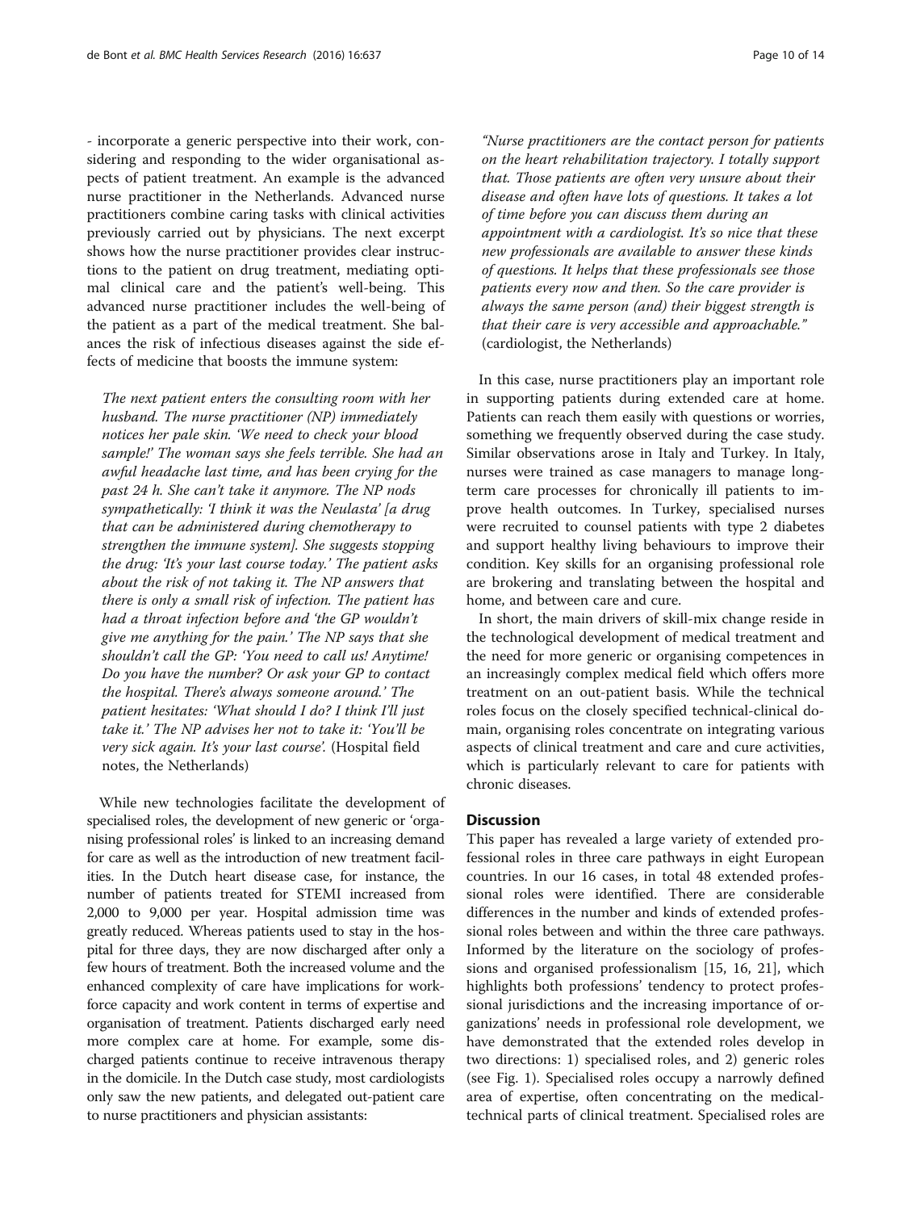- incorporate a generic perspective into their work, considering and responding to the wider organisational aspects of patient treatment. An example is the advanced nurse practitioner in the Netherlands. Advanced nurse practitioners combine caring tasks with clinical activities previously carried out by physicians. The next excerpt shows how the nurse practitioner provides clear instructions to the patient on drug treatment, mediating optimal clinical care and the patient's well-being. This advanced nurse practitioner includes the well-being of the patient as a part of the medical treatment. She balances the risk of infectious diseases against the side effects of medicine that boosts the immune system:

> *The next patient enters the consulting room with her husband. The nurse practitioner (NP) immediately notices her pale skin. 'We need to check your blood sample!' The woman says she feels terrible. She had an awful headache last time, and has been crying for the past 24 h. She can't take it anymore. The NP nods sympathetically: 'I think it was the Neulasta' [a drug that can be administered during chemotherapy to strengthen the immune system]. She suggests stopping the drug: 'It's your last course today.' The patient asks about the risk of not taking it. The NP answers that there is only a small risk of infection. The patient has had a throat infection before and 'the GP wouldn't give me anything for the pain.' The NP says that she shouldn't call the GP: 'You need to call us! Anytime! Do you have the number? Or ask your GP to contact the hospital. There's always someone around.' The patient hesitates: 'What should I do? I think I'll just take it.' The NP advises her not to take it: 'You'll be very sick again. It's your last course'.* (Hospital field notes, the Netherlands)

While new technologies facilitate the development of specialised roles, the development of new generic or 'organising professional roles' is linked to an increasing demand for care as well as the introduction of new treatment facilities. In the Dutch heart disease case, for instance, the number of patients treated for STEMI increased from 2,000 to 9,000 per year. Hospital admission time was greatly reduced. Whereas patients used to stay in the hospital for three days, they are now discharged after only a few hours of treatment. Both the increased volume and the enhanced complexity of care have implications for workforce capacity and work content in terms of expertise and organisation of treatment. Patients discharged early need more complex care at home. For example, some discharged patients continue to receive intravenous therapy in the domicile. In the Dutch case study, most cardiologists only saw the new patients, and delegated out-patient care to nurse practitioners and physician assistants:

> *"Nurse practitioners are the contact person for patients on the heart rehabilitation trajectory. I totally support that. Those patients are often very unsure about their disease and often have lots of questions. It takes a lot of time before you can discuss them during an appointment with a cardiologist. It's so nice that these new professionals are available to answer these kinds of questions. It helps that these professionals see those patients every now and then. So the care provider is always the same person (and) their biggest strength is that their care is very accessible and approachable."* (cardiologist, the Netherlands)

In this case, nurse practitioners play an important role in supporting patients during extended care at home. Patients can reach them easily with questions or worries, something we frequently observed during the case study. Similar observations arose in Italy and Turkey. In Italy, nurses were trained as case managers to manage long-term care processes for chronically ill patients to improve health outcomes. In Turkey, specialised nurses were recruited to counsel patients with type 2 diabetes and support healthy living behaviours to improve their condition. Key skills for an organising professional role are brokering and translating between the hospital and home, and between care and cure.

In short, the main drivers of skill-mix change reside in the technological development of medical treatment and the need for more generic or organising competences in an increasingly complex medical field which offers more treatment on an out-patient basis. While the technical roles focus on the closely specified technical-clinical domain, organising roles concentrate on integrating various aspects of clinical treatment and care and cure activities, which is particularly relevant to care for patients with chronic diseases.

## Discussion

This paper has revealed a large variety of extended professional roles in three care pathways in eight European countries. In our 16 cases, in total 48 extended professional roles were identified. There are considerable differences in the number and kinds of extended professional roles between and within the three care pathways. Informed by the literature on the sociology of professions and organised professionalism [15, 16, 21], which highlights both professions' tendency to protect professional jurisdictions and the increasing importance of organizations' needs in professional role development, we have demonstrated that the extended roles develop in two directions: 1) specialised roles, and 2) generic roles (see Fig. 1). Specialised roles occupy a narrowly defined area of expertise, often concentrating on the medical-technical parts of clinical treatment. Specialised roles are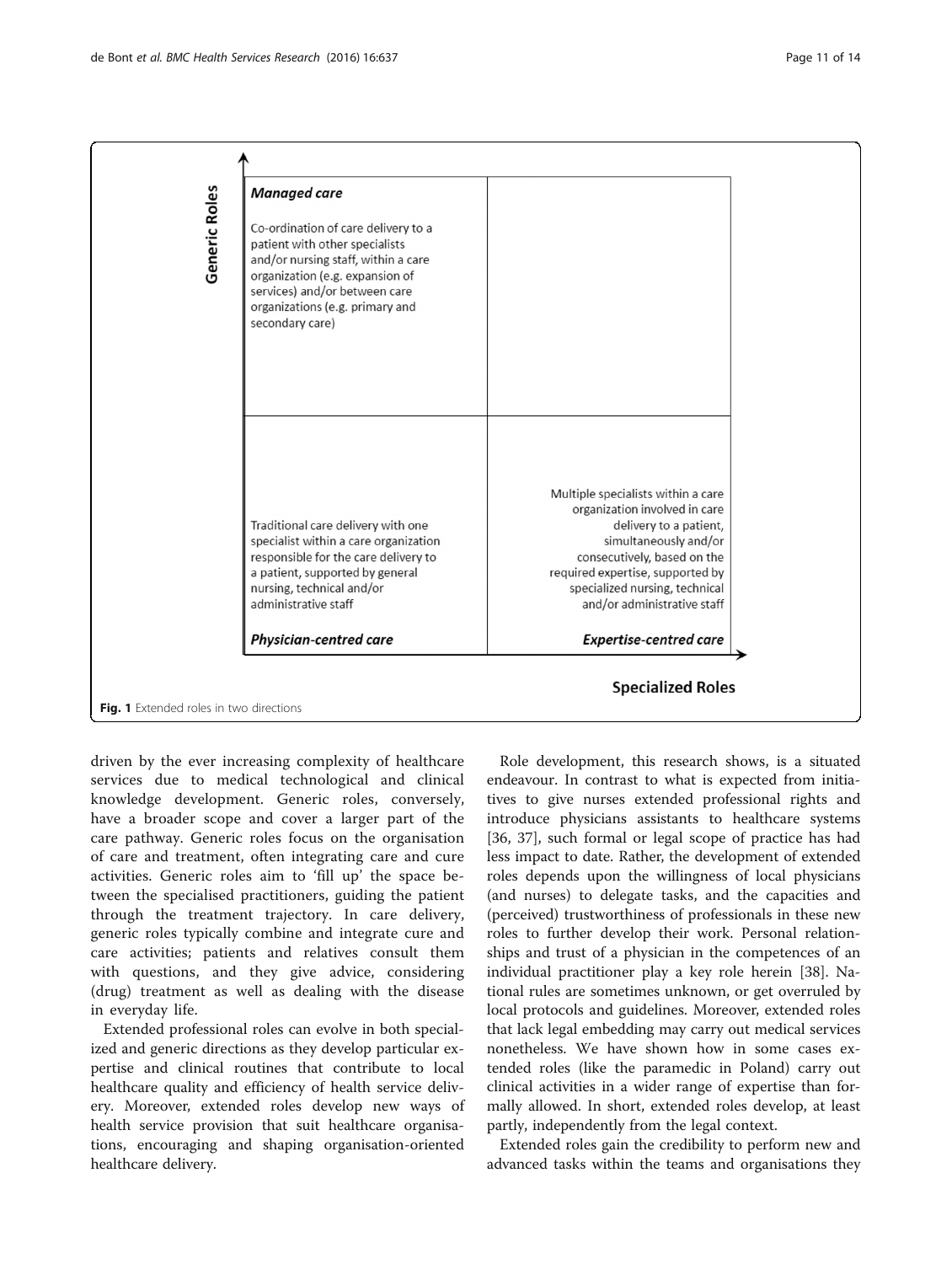| Generic Roles | |
|---|---|
| ***Managed care***<br><br>Co-ordination of care delivery to a patient with other specialists and/or nursing staff, within a care organization (e.g. expansion of services) and/or between care organizations (e.g. primary and secondary care) | |
| Traditional care delivery with one specialist within a care organization responsible for the care delivery to a patient, supported by general nursing, technical and/or administrative staff<br><br>***Physician-centred care*** | Multiple specialists within a care organization involved in care delivery to a patient, simultaneously and/or consecutively, based on the required expertise, supported by specialized nursing, technical and/or administrative staff<br><br>***Expertise-centred care*** |
| | **Specialized Roles** |

**Fig. 1** Extended roles in two directions

driven by the ever increasing complexity of healthcare services due to medical technological and clinical knowledge development. Generic roles, conversely, have a broader scope and cover a larger part of the care pathway. Generic roles focus on the organisation of care and treatment, often integrating care and cure activities. Generic roles aim to 'fill up' the space between the specialised practitioners, guiding the patient through the treatment trajectory. In care delivery, generic roles typically combine and integrate cure and care activities; patients and relatives consult them with questions, and they give advice, considering (drug) treatment as well as dealing with the disease in everyday life.

Extended professional roles can evolve in both specialized and generic directions as they develop particular expertise and clinical routines that contribute to local healthcare quality and efficiency of health service delivery. Moreover, extended roles develop new ways of health service provision that suit healthcare organisations, encouraging and shaping organisation-oriented healthcare delivery.

Role development, this research shows, is a situated endeavour. In contrast to what is expected from initiatives to give nurses extended professional rights and introduce physicians assistants to healthcare systems [36, 37], such formal or legal scope of practice has had less impact to date. Rather, the development of extended roles depends upon the willingness of local physicians (and nurses) to delegate tasks, and the capacities and (perceived) trustworthiness of professionals in these new roles to further develop their work. Personal relationships and trust of a physician in the competences of an individual practitioner play a key role herein [38]. National rules are sometimes unknown, or get overruled by local protocols and guidelines. Moreover, extended roles that lack legal embedding may carry out medical services nonetheless. We have shown how in some cases extended roles (like the paramedic in Poland) carry out clinical activities in a wider range of expertise than formally allowed. In short, extended roles develop, at least partly, independently from the legal context.

Extended roles gain the credibility to perform new and advanced tasks within the teams and organisations they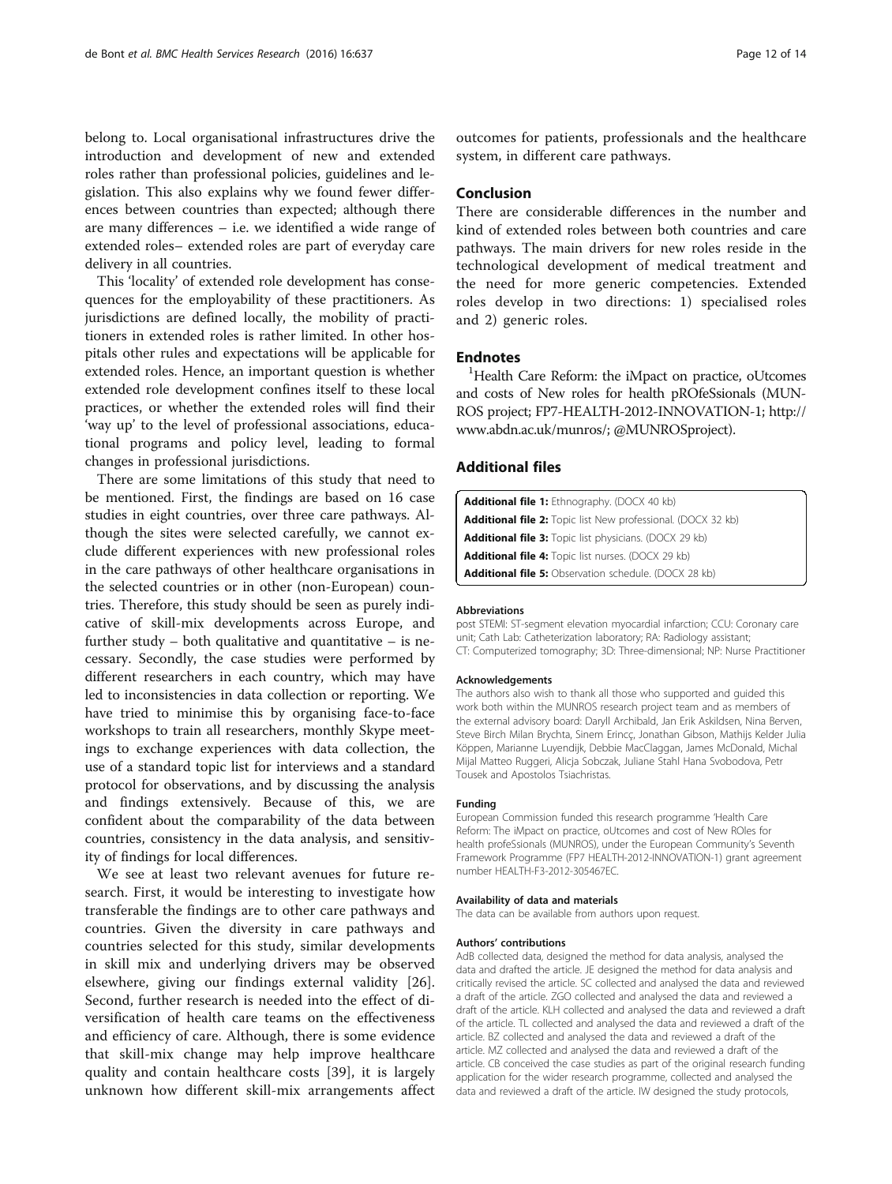belong to. Local organisational infrastructures drive the introduction and development of new and extended roles rather than professional policies, guidelines and legislation. This also explains why we found fewer differences between countries than expected; although there are many differences – i.e. we identified a wide range of extended roles– extended roles are part of everyday care delivery in all countries.

This 'locality' of extended role development has consequences for the employability of these practitioners. As jurisdictions are defined locally, the mobility of practitioners in extended roles is rather limited. In other hospitals other rules and expectations will be applicable for extended roles. Hence, an important question is whether extended role development confines itself to these local practices, or whether the extended roles will find their 'way up' to the level of professional associations, educational programs and policy level, leading to formal changes in professional jurisdictions.

There are some limitations of this study that need to be mentioned. First, the findings are based on 16 case studies in eight countries, over three care pathways. Although the sites were selected carefully, we cannot exclude different experiences with new professional roles in the care pathways of other healthcare organisations in the selected countries or in other (non-European) countries. Therefore, this study should be seen as purely indicative of skill-mix developments across Europe, and further study – both qualitative and quantitative – is necessary. Secondly, the case studies were performed by different researchers in each country, which may have led to inconsistencies in data collection or reporting. We have tried to minimise this by organising face-to-face workshops to train all researchers, monthly Skype meetings to exchange experiences with data collection, the use of a standard topic list for interviews and a standard protocol for observations, and by discussing the analysis and findings extensively. Because of this, we are confident about the comparability of the data between countries, consistency in the data analysis, and sensitivity of findings for local differences.

We see at least two relevant avenues for future research. First, it would be interesting to investigate how transferable the findings are to other care pathways and countries. Given the diversity in care pathways and countries selected for this study, similar developments in skill mix and underlying drivers may be observed elsewhere, giving our findings external validity [26]. Second, further research is needed into the effect of diversification of health care teams on the effectiveness and efficiency of care. Although, there is some evidence that skill-mix change may help improve healthcare quality and contain healthcare costs [39], it is largely unknown how different skill-mix arrangements affect outcomes for patients, professionals and the healthcare system, in different care pathways.

## Conclusion

There are considerable differences in the number and kind of extended roles between both countries and care pathways. The main drivers for new roles reside in the technological development of medical treatment and the need for more generic competencies. Extended roles develop in two directions: 1) specialised roles and 2) generic roles.

## Endnotes

[1]Health Care Reform: the iMpact on practice, oUtcomes and costs of New roles for health pROfeSsionals (MUNROS project; FP7-HEALTH-2012-INNOVATION-1; http://www.abdn.ac.uk/munros/; @MUNROSproject).

## Additional files

**Additional file 1:** Ethnography. (DOCX 40 kb)
**Additional file 2:** Topic list New professional. (DOCX 32 kb)
**Additional file 3:** Topic list physicians. (DOCX 29 kb)
**Additional file 4:** Topic list nurses. (DOCX 29 kb)
**Additional file 5:** Observation schedule. (DOCX 28 kb)

#### Abbreviations

post STEMI: ST-segment elevation myocardial infarction; CCU: Coronary care unit; Cath Lab: Catheterization laboratory; RA: Radiology assistant; CT: Computerized tomography; 3D: Three-dimensional; NP: Nurse Practitioner

#### Acknowledgements

The authors also wish to thank all those who supported and guided this work both within the MUNROS research project team and as members of the external advisory board: Daryll Archibald, Jan Erik Askildsen, Nina Berven, Steve Birch Milan Brychta, Sinem Erincç, Jonathan Gibson, Mathijs Kelder Julia Köppen, Marianne Luyendijk, Debbie MacClaggan, James McDonald, Michal Mijal Matteo Ruggeri, Alicja Sobczak, Juliane Stahl Hana Svobodova, Petr Tousek and Apostolos Tsiachristas.

#### Funding

European Commission funded this research programme 'Health Care Reform: The iMpact on practice, oUtcomes and cost of New ROles for health profeSsionals (MUNROS), under the European Community's Seventh Framework Programme (FP7 HEALTH-2012-INNOVATION-1) grant agreement number HEALTH-F3-2012-305467EC.

#### Availability of data and materials

The data can be available from authors upon request.

#### Authors' contributions

AdB collected data, designed the method for data analysis, analysed the data and drafted the article. JE designed the method for data analysis and critically revised the article. SC collected and analysed the data and reviewed a draft of the article. ZGO collected and analysed the data and reviewed a draft of the article. KLH collected and analysed the data and reviewed a draft of the article. TL collected and analysed the data and reviewed a draft of the article. BZ collected and analysed the data and reviewed a draft of the article. MZ collected and analysed the data and reviewed a draft of the article. CB conceived the case studies as part of the original research funding application for the wider research programme, collected and analysed the data and reviewed a draft of the article. IW designed the study protocols,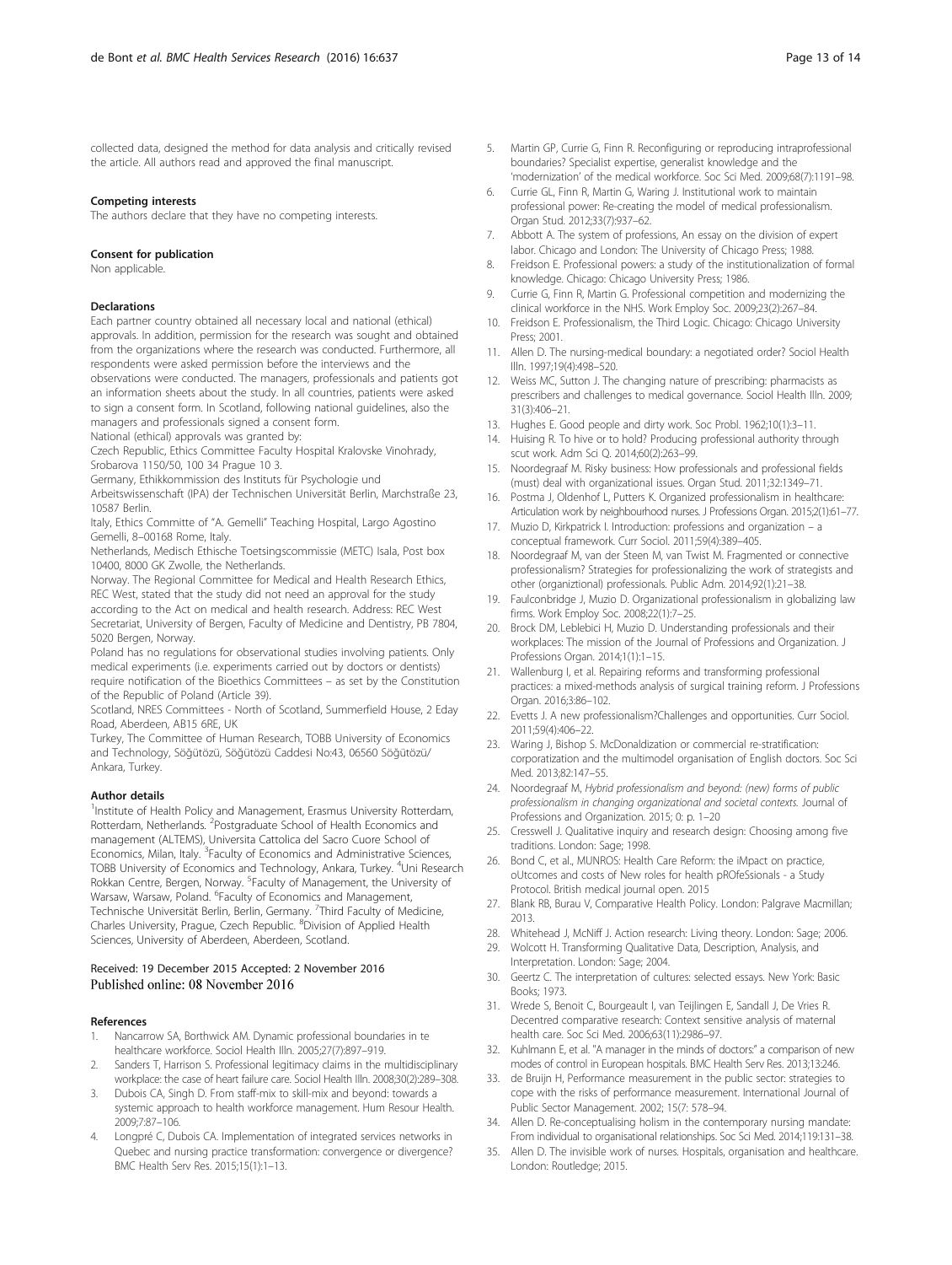collected data, designed the method for data analysis and critically revised the article. All authors read and approved the final manuscript.

#### Competing interests
The authors declare that they have no competing interests.

#### Consent for publication
Non applicable.

#### Declarations
Each partner country obtained all necessary local and national (ethical) approvals. In addition, permission for the research was sought and obtained from the organizations where the research was conducted. Furthermore, all respondents were asked permission before the interviews and the observations were conducted. The managers, professionals and patients got an information sheets about the study. In all countries, patients were asked to sign a consent form. In Scotland, following national guidelines, also the managers and professionals signed a consent form.

National (ethical) approvals was granted by:

Czech Republic, Ethics Committee Faculty Hospital Kralovske Vinohrady, Srobarova 1150/50, 100 34 Prague 10 3.

Germany, Ethikkommission des Instituts für Psychologie und Arbeitswissenschaft (IPA) der Technischen Universität Berlin, Marchstraße 23, 10587 Berlin.

Italy, Ethics Committe of "A. Gemelli" Teaching Hospital, Largo Agostino Gemelli, 8–00168 Rome, Italy.

Netherlands, Medisch Ethische Toetsingscommissie (METC) Isala, Post box 10400, 8000 GK Zwolle, the Netherlands.

Norway. The Regional Committee for Medical and Health Research Ethics, REC West, stated that the study did not need an approval for the study according to the Act on medical and health research. Address: REC West Secretariat, University of Bergen, Faculty of Medicine and Dentistry, PB 7804, 5020 Bergen, Norway.

Poland has no regulations for observational studies involving patients. Only medical experiments (i.e. experiments carried out by doctors or dentists) require notification of the Bioethics Committees – as set by the Constitution of the Republic of Poland (Article 39).

Scotland, NRES Committees - North of Scotland, Summerfield House, 2 Eday Road, Aberdeen, AB15 6RE, UK

Turkey, The Committee of Human Research, TOBB University of Economics and Technology, Söğütözü, Söğütözü Caddesi No:43, 06560 Söğütözü/ Ankara, Turkey.

#### Author details
[1]Institute of Health Policy and Management, Erasmus University Rotterdam, Rotterdam, Netherlands. [2]Postgraduate School of Health Economics and management (ALTEMS), Universita Cattolica del Sacro Cuore School of Economics, Milan, Italy. [3]Faculty of Economics and Administrative Sciences, TOBB University of Economics and Technology, Ankara, Turkey. [4]Uni Research Rokkan Centre, Bergen, Norway. [5]Faculty of Management, the University of Warsaw, Warsaw, Poland. [6]Faculty of Economics and Management, Technische Universität Berlin, Berlin, Germany. [7]Third Faculty of Medicine, Charles University, Prague, Czech Republic. [8]Division of Applied Health Sciences, University of Aberdeen, Aberdeen, Scotland.

Received: 19 December 2015 Accepted: 2 November 2016
Published online: 08 November 2016

#### References
1. Nancarrow SA, Borthwick AM. Dynamic professional boundaries in te healthcare workforce. Sociol Health Illn. 2005;27(7):897–919.
2. Sanders T, Harrison S. Professional legitimacy claims in the multidisciplinary workplace: the case of heart failure care. Sociol Health Illn. 2008;30(2):289–308.
3. Dubois CA, Singh D. From staff-mix to skill-mix and beyond: towards a systemic approach to health workforce management. Hum Resour Health. 2009;7:87–106.
4. Longpré C, Dubois CA. Implementation of integrated services networks in Quebec and nursing practice transformation: convergence or divergence? BMC Health Serv Res. 2015;15(1):1–13.
5. Martin GP, Currie G, Finn R. Reconfiguring or reproducing intraprofessional boundaries? Specialist expertise, generalist knowledge and the 'modernization' of the medical workforce. Soc Sci Med. 2009;68(7):1191–98.
6. Currie GL, Finn R, Martin G, Waring J. Institutional work to maintain professional power: Re-creating the model of medical professionalism. Organ Stud. 2012;33(7):937–62.
7. Abbott A. The system of professions, An essay on the division of expert labor. Chicago and London: The University of Chicago Press; 1988.
8. Freidson E. Professional powers: a study of the institutionalization of formal knowledge. Chicago: Chicago University Press; 1986.
9. Currie G, Finn R, Martin G. Professional competition and modernizing the clinical workforce in the NHS. Work Employ Soc. 2009;23(2):267–84.
10. Freidson E. Professionalism, the Third Logic. Chicago: Chicago University Press; 2001.
11. Allen D. The nursing-medical boundary: a negotiated order? Sociol Health Illn. 1997;19(4):498–520.
12. Weiss MC, Sutton J. The changing nature of prescribing: pharmacists as prescribers and challenges to medical governance. Sociol Health Illn. 2009; 31(3):406–21.
13. Hughes E. Good people and dirty work. Soc Probl. 1962;10(1):3–11.
14. Huising R. To hive or to hold? Producing professional authority through scut work. Adm Sci Q. 2014;60(2):263–99.
15. Noordegraaf M. Risky business: How professionals and professional fields (must) deal with organizational issues. Organ Stud. 2011;32:1349–71.
16. Postma J, Oldenhof L, Putters K. Organized professionalism in healthcare: Articulation work by neighbourhood nurses. J Professions Organ. 2015;2(1):61–77.
17. Muzio D, Kirkpatrick I. Introduction: professions and organization – a conceptual framework. Curr Sociol. 2011;59(4):389–405.
18. Noordegraaf M, van der Steen M, van Twist M. Fragmented or connective professionalism? Strategies for professionalizing the work of strategists and other (organiztional) professionals. Public Adm. 2014;92(1):21–38.
19. Faulconbridge J, Muzio D. Organizational professionalism in globalizing law firms. Work Employ Soc. 2008;22(1):7–25.
20. Brock DM, Leblebici H, Muzio D. Understanding professionals and their workplaces: The mission of the Journal of Professions and Organization. J Professions Organ. 2014;1(1):1–15.
21. Wallenburg I, et al. Repairing reforms and transforming professional practices: a mixed-methods analysis of surgical training reform. J Professions Organ. 2016;3:86–102.
22. Evetts J. A new professionalism?Challenges and opportunities. Curr Sociol. 2011;59(4):406–22.
23. Waring J, Bishop S. McDonaldization or commercial re-stratification: corporatization and the multimodel organisation of English doctors. Soc Sci Med. 2013;82:147–55.
24. Noordegraaf M, *Hybrid professionalism and beyond: (new) forms of public professionalism in changing organizational and societal contexts.* Journal of Professions and Organization. 2015; 0: p. 1–20
25. Cresswell J. Qualitative inquiry and research design: Choosing among five traditions. London: Sage; 1998.
26. Bond C, et al., MUNROS: Health Care Reform: the iMpact on practice, oUtcomes and costs of New roles for health pROfeSsionals - a Study Protocol. British medical journal open. 2015
27. Blank RB, Burau V, Comparative Health Policy. London: Palgrave Macmillan; 2013.
28. Whitehead J, McNiff J. Action research: Living theory. London: Sage; 2006.
29. Wolcott H. Transforming Qualitative Data, Description, Analysis, and Interpretation. London: Sage; 2004.
30. Geertz C. The interpretation of cultures: selected essays. New York: Basic Books; 1973.
31. Wrede S, Benoit C, Bourgeault I, van Teijlingen E, Sandall J, De Vries R. Decentred comparative research: Context sensitive analysis of maternal health care. Soc Sci Med. 2006;63(11):2986–97.
32. Kuhlmann E, et al. "A manager in the minds of doctors:" a comparison of new modes of control in European hospitals. BMC Health Serv Res. 2013;13:246.
33. de Bruijn H, Performance measurement in the public sector: strategies to cope with the risks of performance measurement. International Journal of Public Sector Management. 2002; 15(7: 578–94.
34. Allen D. Re-conceptualising holism in the contemporary nursing mandate: From individual to organisational relationships. Soc Sci Med. 2014;119:131–38.
35. Allen D. The invisible work of nurses. Hospitals, organisation and healthcare. London: Routledge; 2015.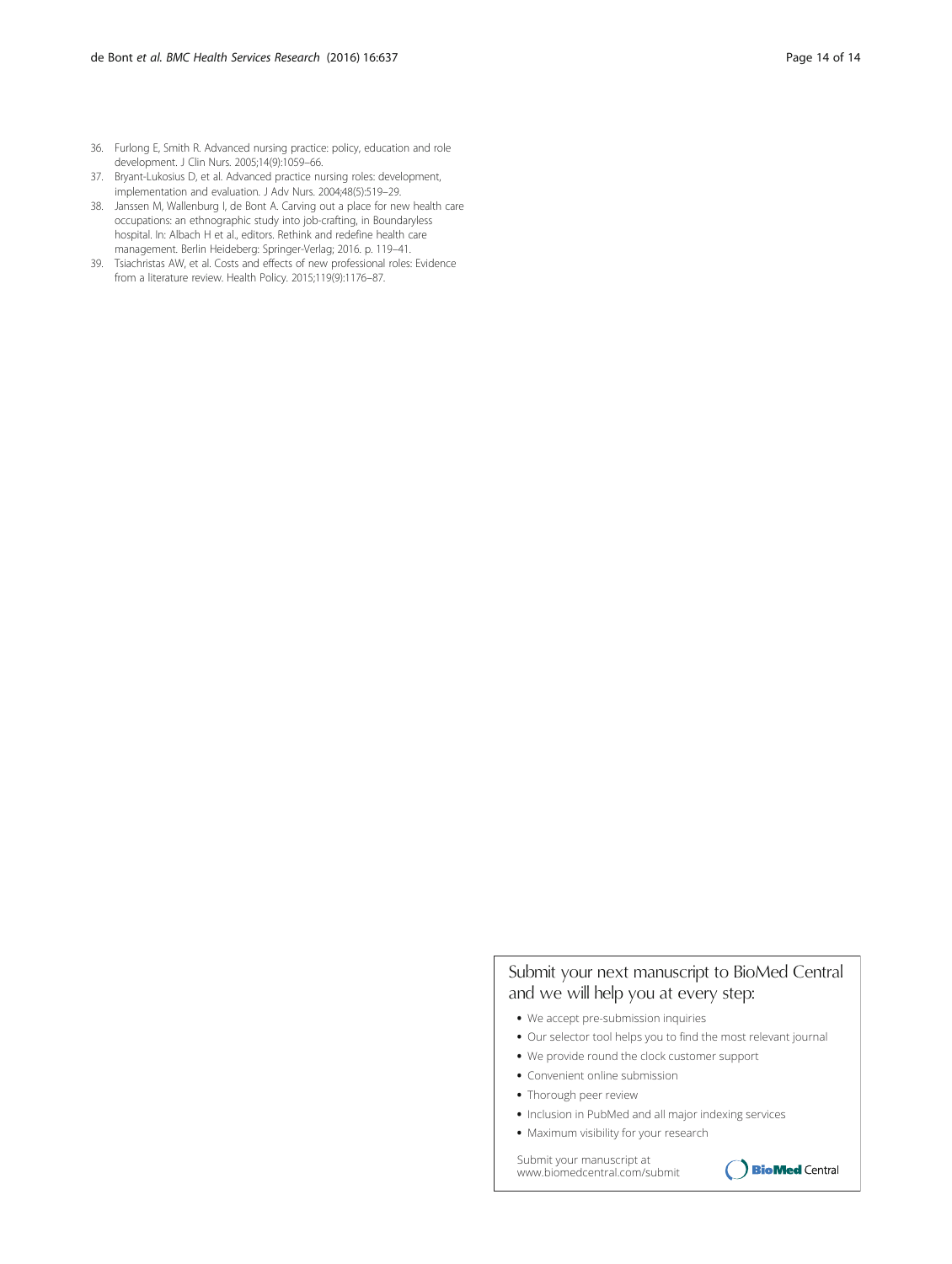36. Furlong E, Smith R. Advanced nursing practice: policy, education and role development. J Clin Nurs. 2005;14(9):1059–66.
37. Bryant-Lukosius D, et al. Advanced practice nursing roles: development, implementation and evaluation. J Adv Nurs. 2004;48(5):519–29.
38. Janssen M, Wallenburg I, de Bont A. Carving out a place for new health care occupations: an ethnographic study into job-crafting, in Boundaryless hospital. In: Albach H et al., editors. Rethink and redefine health care management. Berlin Heideberg: Springer-Verlag; 2016. p. 119–41.
39. Tsiachristas AW, et al. Costs and effects of new professional roles: Evidence from a literature review. Health Policy. 2015;119(9):1176–87.

Submit your next manuscript to BioMed Central and we will help you at every step:

- We accept pre-submission inquiries
- Our selector tool helps you to find the most relevant journal
- We provide round the clock customer support
- Convenient online submission
- Thorough peer review
- Inclusion in PubMed and all major indexing services
- Maximum visibility for your research

Submit your manuscript at
www.biomedcentral.com/submit

BioMed Central